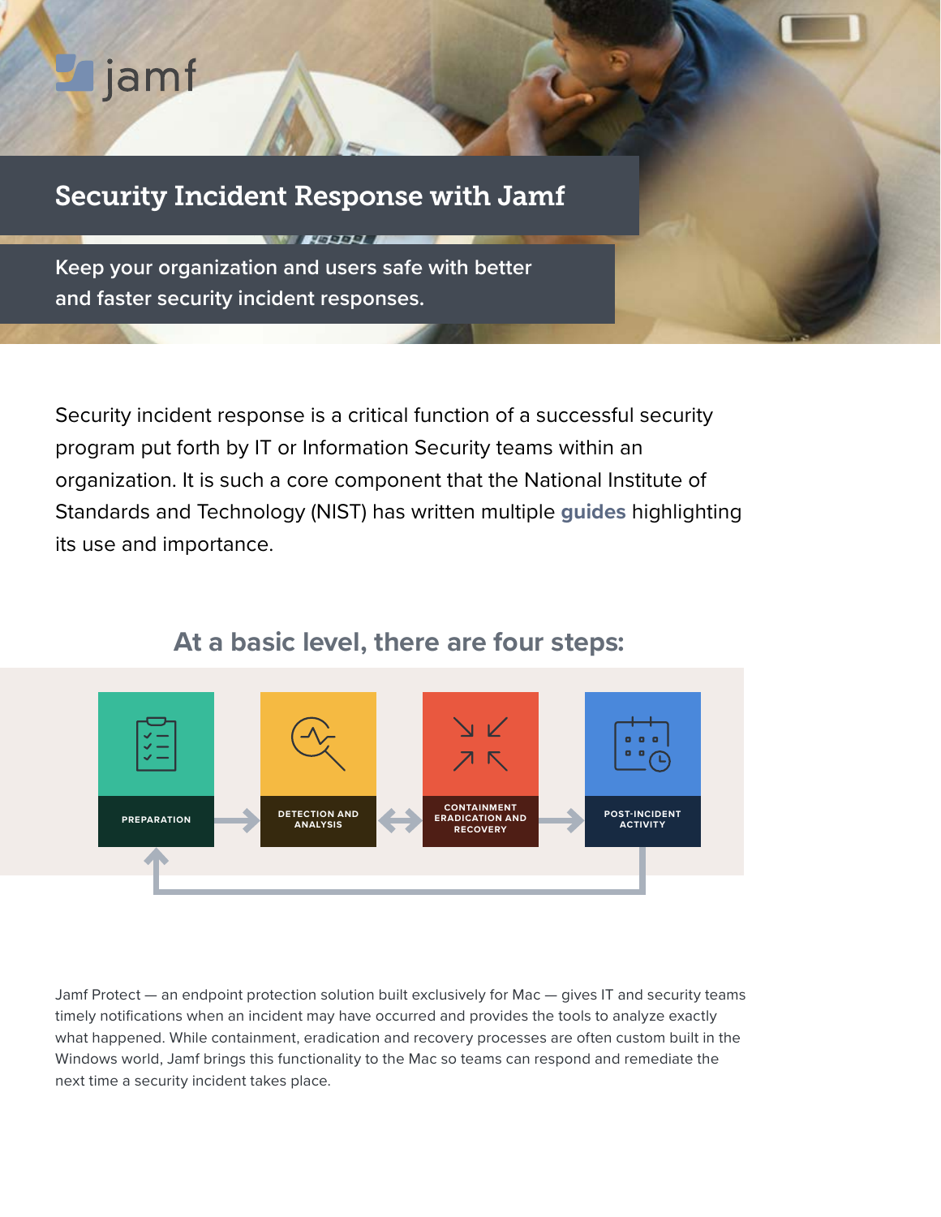# Security Incident Response with Jamf

Keep your organization and users safe with better and faster security incident responses.

Security incident response is a critical function of a successful security program put forth by IT or Information Security teams within an organization. It is such a core component that the National Institute of Standards and Technology (NIST) has written multiple **guides** highlighting its use and importance.

## At a basic level, there are four steps:

PREPARATION → DETECTION AND ANALYSIS ↔ CONTAINMENT ERADICATION AND RECOVERY → POST-INCIDENT ACTIVITY

Jamf Protect — an endpoint protection solution built exclusively for Mac — gives IT and security teams timely notifications when an incident may have occurred and provides the tools to analyze exactly what happened. While containment, eradication and recovery processes are often custom built in the Windows world, Jamf brings this functionality to the Mac so teams can respond and remediate the next time a security incident takes place.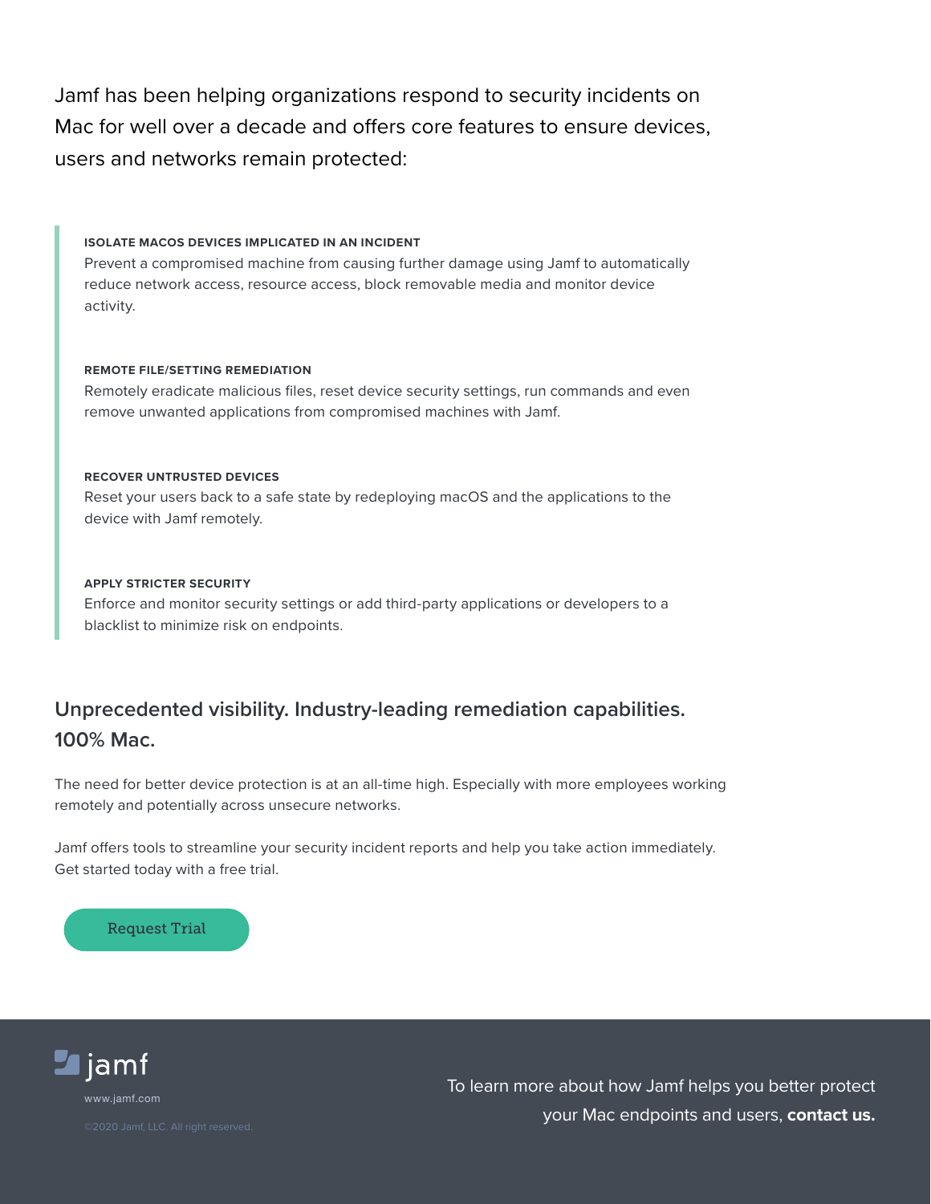Jamf has been helping organizations respond to security incidents on Mac for well over a decade and offers core features to ensure devices, users and networks remain protected:

**ISOLATE MACOS DEVICES IMPLICATED IN AN INCIDENT**

Prevent a compromised machine from causing further damage using Jamf to automatically reduce network access, resource access, block removable media and monitor device activity.

**REMOTE FILE/SETTING REMEDIATION**

Remotely eradicate malicious files, reset device security settings, run commands and even remove unwanted applications from compromised machines with Jamf.

**RECOVER UNTRUSTED DEVICES**

Reset your users back to a safe state by redeploying macOS and the applications to the device with Jamf remotely.

**APPLY STRICTER SECURITY**

Enforce and monitor security settings or add third-party applications or developers to a blacklist to minimize risk on endpoints.

## Unprecedented visibility. Industry-leading remediation capabilities. 100% Mac.

The need for better device protection is at an all-time high. Especially with more employees working remotely and potentially across unsecure networks.

Jamf offers tools to streamline your security incident reports and help you take action immediately. Get started today with a free trial.

Request Trial

jamf

www.jamf.com

©2020 Jamf, LLC. All right reserved.

To learn more about how Jamf helps you better protect your Mac endpoints and users, **contact us.**